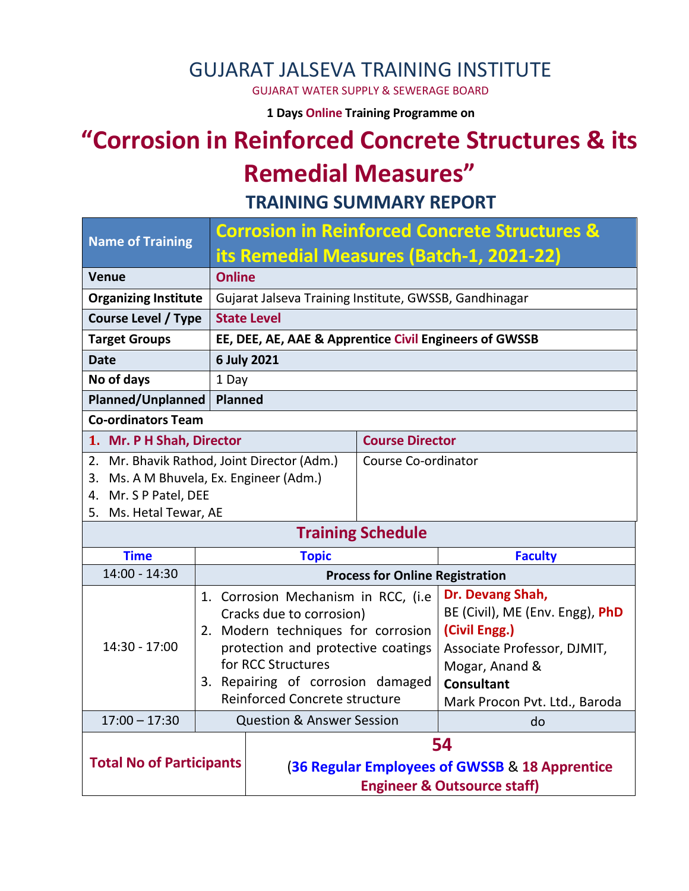# GUJARAT JALSEVA TRAINING INSTITUTE

GUJARAT WATER SUPPLY & SEWERAGE BOARD

**1 Days Online Training Programme on**

# "Corrosion in Reinforced Concrete Structures & its Remedial Measures"

## TRAINING SUMMARY REPORT

| Name of Training | Corrosion in Reinforced Concrete Structures & its Remedial Measures (Batch-1, 2021-22) |
|---|---|
| Venue | Online |
| Organizing Institute | Gujarat Jalseva Training Institute, GWSSB, Gandhinagar |
| Course Level / Type | State Level |
| Target Groups | EE, DEE, AE, AAE & Apprentice Civil Engineers of GWSSB |
| Date | 6 July 2021 |
| No of days | 1 Day |
| Planned/Unplanned | Planned |

**Co-ordinators Team**

| Name | Role |
|---|---|
| 1. Mr. P H Shah, Director | Course Director |
| 2. Mr. Bhavik Rathod, Joint Director (Adm.)<br>3. Ms. A M Bhuvela, Ex. Engineer (Adm.)<br>4. Mr. S P Patel, DEE<br>5. Ms. Hetal Tewar, AE | Course Co-ordinator |

**Training Schedule**

| Time | Topic | Faculty |
|---|---|---|
| 14:00 - 14:30 | Process for Online Registration | |
| 14:30 - 17:00 | 1. Corrosion Mechanism in RCC, (i.e Cracks due to corrosion)<br>2. Modern techniques for corrosion protection and protective coatings for RCC Structures<br>3. Repairing of corrosion damaged Reinforced Concrete structure | **Dr. Devang Shah,**<br>BE (Civil), ME (Env. Engg), PhD (Civil Engg.)<br>Associate Professor, DJMIT, Mogar, Anand &<br>**Consultant**<br>Mark Procon Pvt. Ltd., Baroda |
| 17:00 – 17:30 | Question & Answer Session | do |

| Total No of Participants | **54**<br>(36 Regular Employees of GWSSB & 18 Apprentice Engineer & Outsource staff) |
|---|---|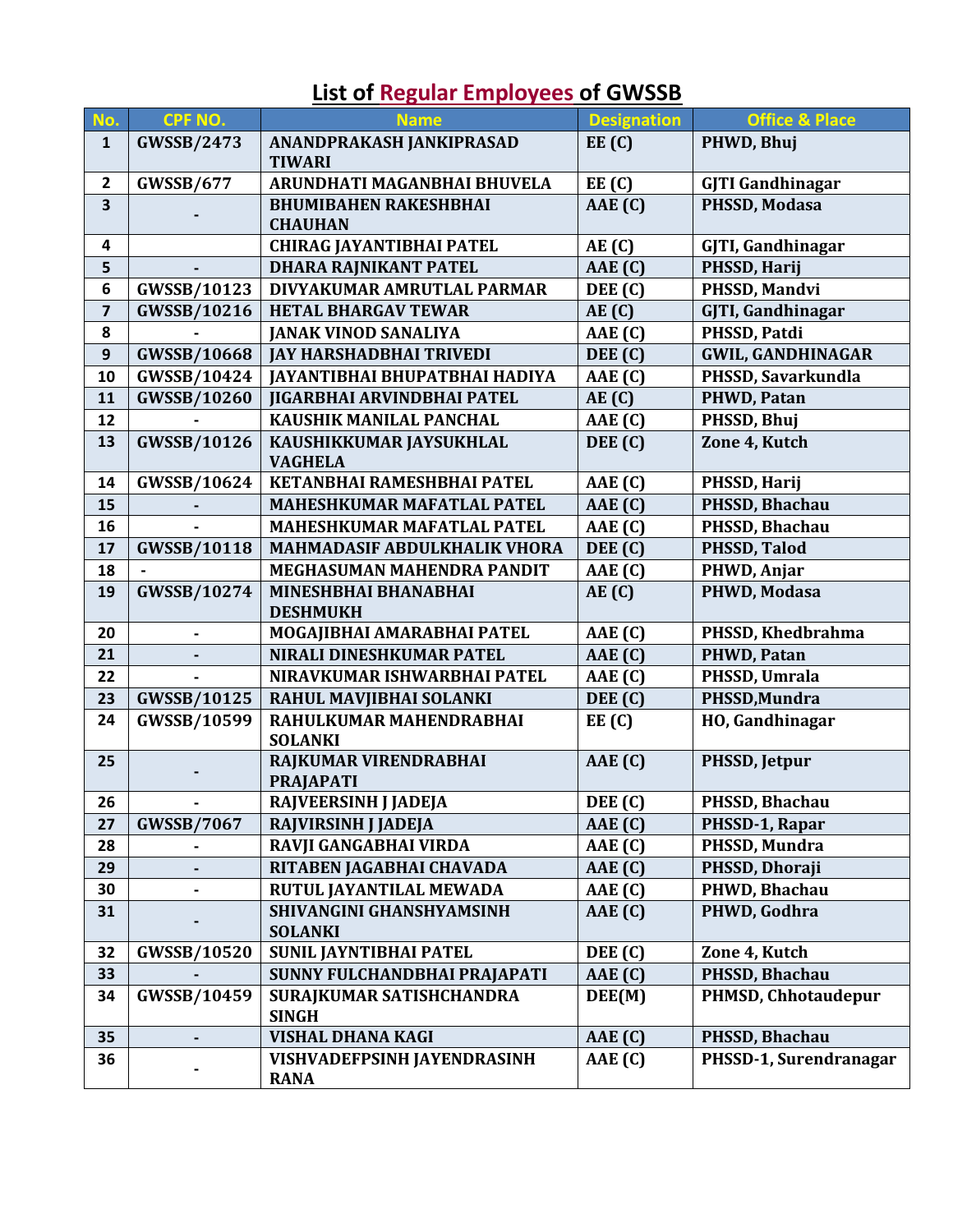# List of Regular Employees of GWSSB

| No. | CPF NO. | Name | Designation | Office & Place |
|---|---|---|---|---|
| 1 | GWSSB/2473 | ANANDPRAKASH JANKIPRASAD TIWARI | EE (C) | PHWD, Bhuj |
| 2 | GWSSB/677 | ARUNDHATI MAGANBHAI BHUVELA | EE (C) | GJTI Gandhinagar |
| 3 | - | BHUMIBAHEN RAKESHBHAI CHAUHAN | AAE (C) | PHSSD, Modasa |
| 4 | | CHIRAG JAYANTIBHAI PATEL | AE (C) | GJTI, Gandhinagar |
| 5 | - | DHARA RAJNIKANT PATEL | AAE (C) | PHSSD, Harij |
| 6 | GWSSB/10123 | DIVYAKUMAR AMRUTLAL PARMAR | DEE (C) | PHSSD, Mandvi |
| 7 | GWSSB/10216 | HETAL BHARGAV TEWAR | AE (C) | GJTI, Gandhinagar |
| 8 | - | JANAK VINOD SANALIYA | AAE (C) | PHSSD, Patdi |
| 9 | GWSSB/10668 | JAY HARSHADBHAI TRIVEDI | DEE (C) | GWIL, GANDHINAGAR |
| 10 | GWSSB/10424 | JAYANTIBHAI BHUPATBHAI HADIYA | AAE (C) | PHSSD, Savarkundla |
| 11 | GWSSB/10260 | JIGARBHAI ARVINDBHAI PATEL | AE (C) | PHWD, Patan |
| 12 | - | KAUSHIK MANILAL PANCHAL | AAE (C) | PHSSD, Bhuj |
| 13 | GWSSB/10126 | KAUSHIKKUMAR JAYSUKHLAL VAGHELA | DEE (C) | Zone 4, Kutch |
| 14 | GWSSB/10624 | KETANBHAI RAMESHBHAI PATEL | AAE (C) | PHSSD, Harij |
| 15 | - | MAHESHKUMAR MAFATLAL PATEL | AAE (C) | PHSSD, Bhachau |
| 16 | - | MAHESHKUMAR MAFATLAL PATEL | AAE (C) | PHSSD, Bhachau |
| 17 | GWSSB/10118 | MAHMADASIF ABDULKHALIK VHORA | DEE (C) | PHSSD, Talod |
| 18 | - | MEGHASUMAN MAHENDRA PANDIT | AAE (C) | PHWD, Anjar |
| 19 | GWSSB/10274 | MINESHBHAI BHANABHAI DESHMUKH | AE (C) | PHWD, Modasa |
| 20 | - | MOGAJIBHAI AMARABHAI PATEL | AAE (C) | PHSSD, Khedbrahma |
| 21 | - | NIRALI DINESHKUMAR PATEL | AAE (C) | PHWD, Patan |
| 22 | - | NIRAVKUMAR ISHWARBHAI PATEL | AAE (C) | PHSSD, Umrala |
| 23 | GWSSB/10125 | RAHUL MAVJIBHAI SOLANKI | DEE (C) | PHSSD,Mundra |
| 24 | GWSSB/10599 | RAHULKUMAR MAHENDRABHAI SOLANKI | EE (C) | HO, Gandhinagar |
| 25 | - | RAJKUMAR VIRENDRABHAI PRAJAPATI | AAE (C) | PHSSD, Jetpur |
| 26 | - | RAJVEERSINH J JADEJA | DEE (C) | PHSSD, Bhachau |
| 27 | GWSSB/7067 | RAJVIRSINH J JADEJA | AAE (C) | PHSSD-1, Rapar |
| 28 | - | RAVJI GANGABHAI VIRDA | AAE (C) | PHSSD, Mundra |
| 29 | - | RITABEN JAGABHAI CHAVADA | AAE (C) | PHSSD, Dhoraji |
| 30 | - | RUTUL JAYANTILAL MEWADA | AAE (C) | PHWD, Bhachau |
| 31 | - | SHIVANGINI GHANSHYAMSINH SOLANKI | AAE (C) | PHWD, Godhra |
| 32 | GWSSB/10520 | SUNIL JAYNTIBHAI PATEL | DEE (C) | Zone 4, Kutch |
| 33 | - | SUNNY FULCHANDBHAI PRAJAPATI | AAE (C) | PHSSD, Bhachau |
| 34 | GWSSB/10459 | SURAJKUMAR SATISHCHANDRA SINGH | DEE(M) | PHMSD, Chhotaudepur |
| 35 | - | VISHAL DHANA KAGI | AAE (C) | PHSSD, Bhachau |
| 36 | - | VISHVADEFPSINH JAYENDRASINH RANA | AAE (C) | PHSSD-1, Surendranagar |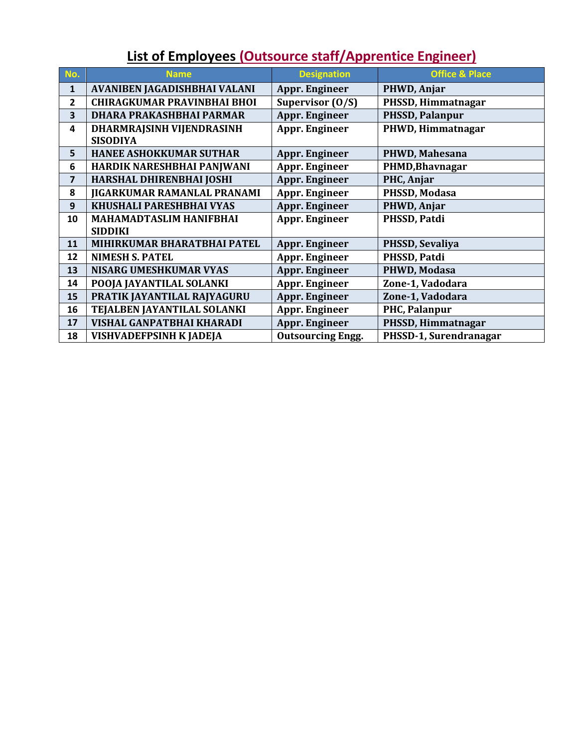# List of Employees (Outsource staff/Apprentice Engineer)

| No. | Name | Designation | Office & Place |
|---|---|---|---|
| 1 | AVANIBEN JAGADISHBHAI VALANI | Appr. Engineer | PHWD, Anjar |
| 2 | CHIRAGKUMAR PRAVINBHAI BHOI | Supervisor (O/S) | PHSSD, Himmatnagar |
| 3 | DHARA PRAKASHBHAI PARMAR | Appr. Engineer | PHSSD, Palanpur |
| 4 | DHARMRAJSINH VIJENDRASINH SISODIYA | Appr. Engineer | PHWD, Himmatnagar |
| 5 | HANEE ASHOKKUMAR SUTHAR | Appr. Engineer | PHWD, Mahesana |
| 6 | HARDIK NARESHBHAI PANJWANI | Appr. Engineer | PHMD,Bhavnagar |
| 7 | HARSHAL DHIRENBHAI JOSHI | Appr. Engineer | PHC, Anjar |
| 8 | JIGARKUMAR RAMANLAL PRANAMI | Appr. Engineer | PHSSD, Modasa |
| 9 | KHUSHALI PARESHBHAI VYAS | Appr. Engineer | PHWD, Anjar |
| 10 | MAHAMADTASLIM HANIFBHAI SIDDIKI | Appr. Engineer | PHSSD, Patdi |
| 11 | MIHIRKUMAR BHARATBHAI PATEL | Appr. Engineer | PHSSD, Sevaliya |
| 12 | NIMESH S. PATEL | Appr. Engineer | PHSSD, Patdi |
| 13 | NISARG UMESHKUMAR VYAS | Appr. Engineer | PHWD, Modasa |
| 14 | POOJA JAYANTILAL SOLANKI | Appr. Engineer | Zone-1, Vadodara |
| 15 | PRATIK JAYANTILAL RAJYAGURU | Appr. Engineer | Zone-1, Vadodara |
| 16 | TEJALBEN JAYANTILAL SOLANKI | Appr. Engineer | PHC, Palanpur |
| 17 | VISHAL GANPATBHAI KHARADI | Appr. Engineer | PHSSD, Himmatnagar |
| 18 | VISHVADEFPSINH K JADEJA | Outsourcing Engg. | PHSSD-1, Surendranagar |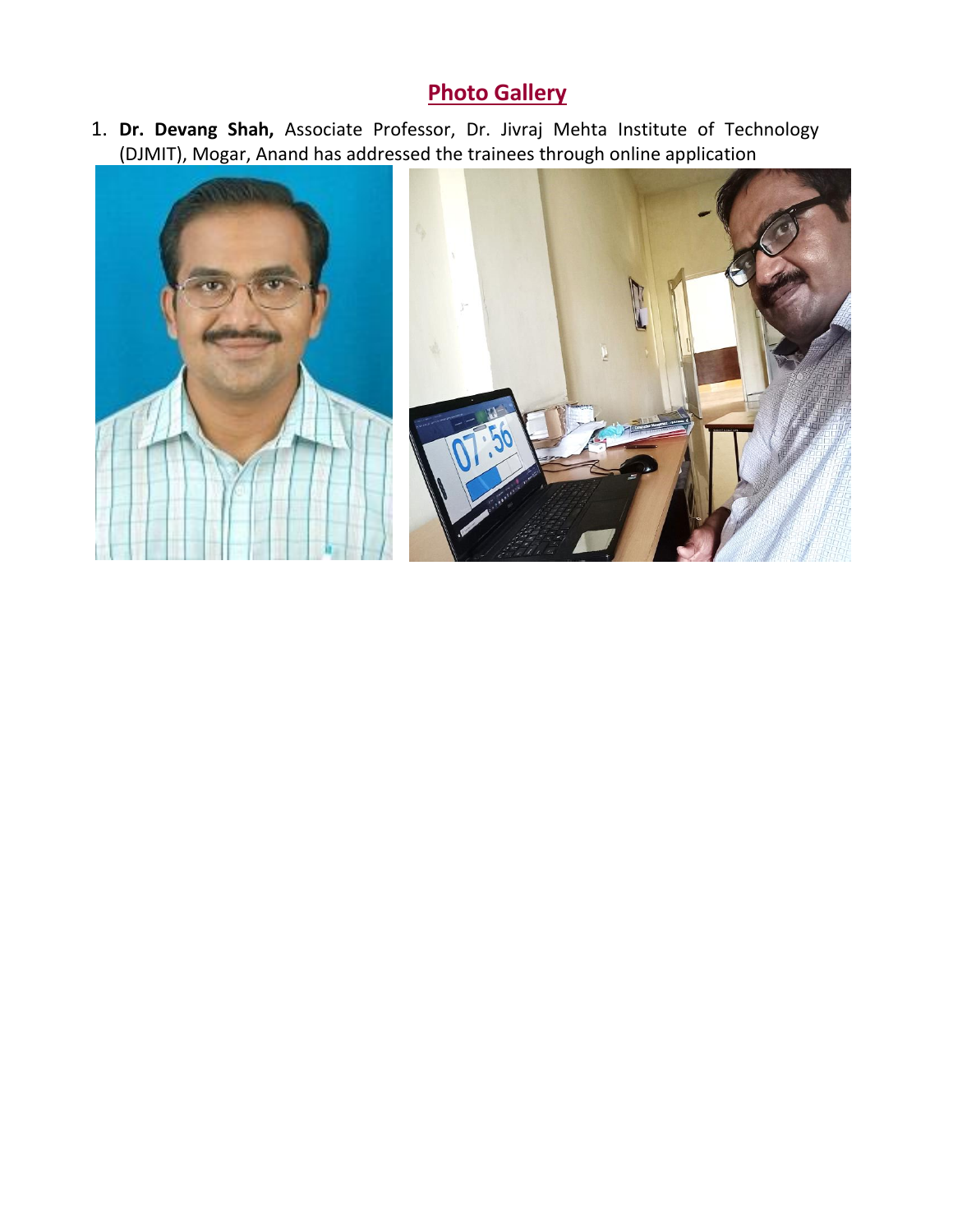## Photo Gallery

1. **Dr. Devang Shah,** Associate Professor, Dr. Jivraj Mehta Institute of Technology (DJMIT), Mogar, Anand has addressed the trainees through online application